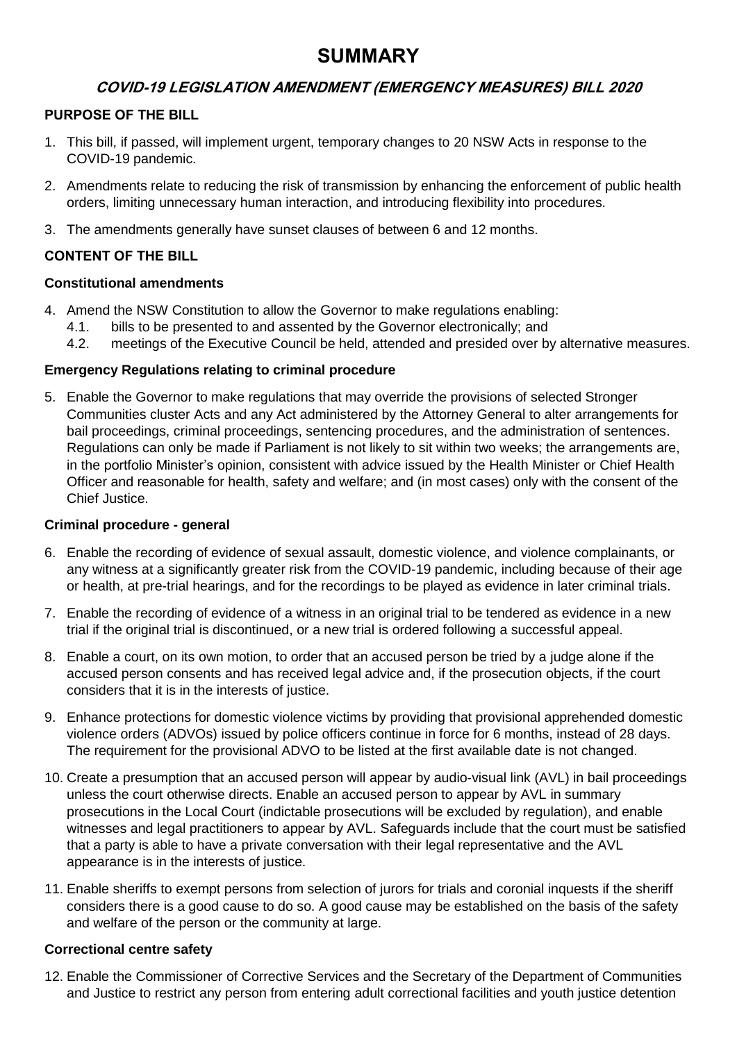# SUMMARY

## *COVID-19 LEGISLATION AMENDMENT (EMERGENCY MEASURES) BILL 2020*

### PURPOSE OF THE BILL

1. This bill, if passed, will implement urgent, temporary changes to 20 NSW Acts in response to the COVID-19 pandemic.
2. Amendments relate to reducing the risk of transmission by enhancing the enforcement of public health orders, limiting unnecessary human interaction, and introducing flexibility into procedures.
3. The amendments generally have sunset clauses of between 6 and 12 months.

### CONTENT OF THE BILL

#### Constitutional amendments

4. Amend the NSW Constitution to allow the Governor to make regulations enabling:
   4.1. bills to be presented to and assented by the Governor electronically; and
   4.2. meetings of the Executive Council be held, attended and presided over by alternative measures.

#### Emergency Regulations relating to criminal procedure

5. Enable the Governor to make regulations that may override the provisions of selected Stronger Communities cluster Acts and any Act administered by the Attorney General to alter arrangements for bail proceedings, criminal proceedings, sentencing procedures, and the administration of sentences. Regulations can only be made if Parliament is not likely to sit within two weeks; the arrangements are, in the portfolio Minister's opinion, consistent with advice issued by the Health Minister or Chief Health Officer and reasonable for health, safety and welfare; and (in most cases) only with the consent of the Chief Justice.

#### Criminal procedure - general

6. Enable the recording of evidence of sexual assault, domestic violence, and violence complainants, or any witness at a significantly greater risk from the COVID-19 pandemic, including because of their age or health, at pre-trial hearings, and for the recordings to be played as evidence in later criminal trials.
7. Enable the recording of evidence of a witness in an original trial to be tendered as evidence in a new trial if the original trial is discontinued, or a new trial is ordered following a successful appeal.
8. Enable a court, on its own motion, to order that an accused person be tried by a judge alone if the accused person consents and has received legal advice and, if the prosecution objects, if the court considers that it is in the interests of justice.
9. Enhance protections for domestic violence victims by providing that provisional apprehended domestic violence orders (ADVOs) issued by police officers continue in force for 6 months, instead of 28 days. The requirement for the provisional ADVO to be listed at the first available date is not changed.
10. Create a presumption that an accused person will appear by audio-visual link (AVL) in bail proceedings unless the court otherwise directs. Enable an accused person to appear by AVL in summary prosecutions in the Local Court (indictable prosecutions will be excluded by regulation), and enable witnesses and legal practitioners to appear by AVL. Safeguards include that the court must be satisfied that a party is able to have a private conversation with their legal representative and the AVL appearance is in the interests of justice.
11. Enable sheriffs to exempt persons from selection of jurors for trials and coronial inquests if the sheriff considers there is a good cause to do so. A good cause may be established on the basis of the safety and welfare of the person or the community at large.

#### Correctional centre safety

12. Enable the Commissioner of Corrective Services and the Secretary of the Department of Communities and Justice to restrict any person from entering adult correctional facilities and youth justice detention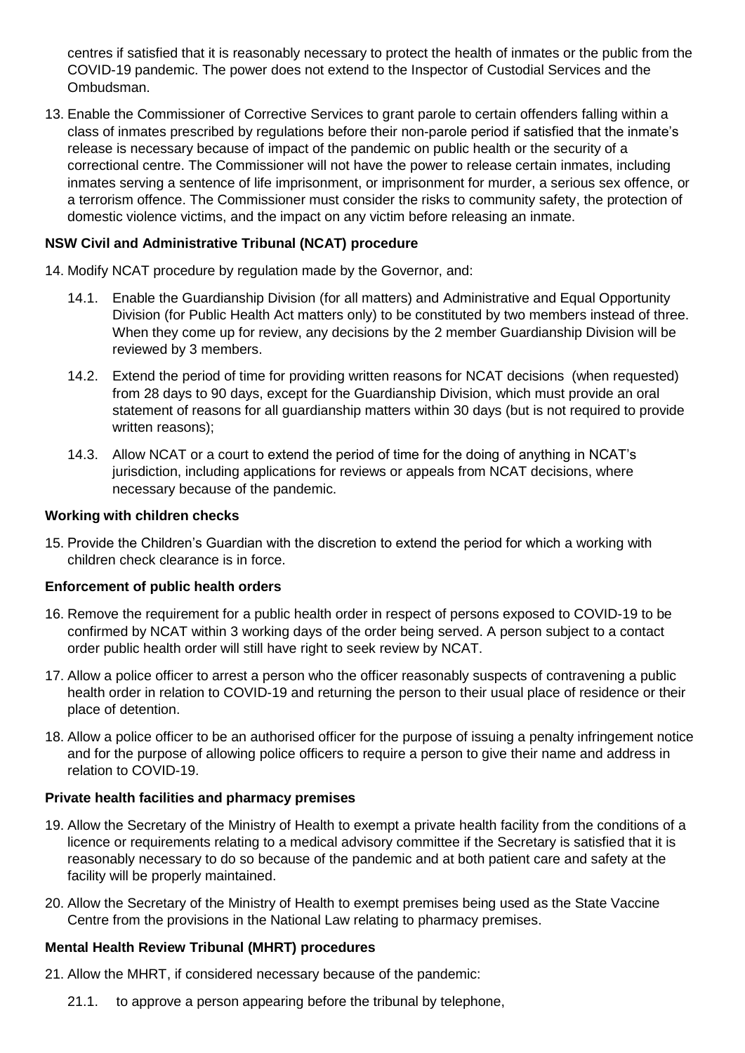centres if satisfied that it is reasonably necessary to protect the health of inmates or the public from the COVID-19 pandemic. The power does not extend to the Inspector of Custodial Services and the Ombudsman.

13. Enable the Commissioner of Corrective Services to grant parole to certain offenders falling within a class of inmates prescribed by regulations before their non-parole period if satisfied that the inmate's release is necessary because of impact of the pandemic on public health or the security of a correctional centre. The Commissioner will not have the power to release certain inmates, including inmates serving a sentence of life imprisonment, or imprisonment for murder, a serious sex offence, or a terrorism offence. The Commissioner must consider the risks to community safety, the protection of domestic violence victims, and the impact on any victim before releasing an inmate.

**NSW Civil and Administrative Tribunal (NCAT) procedure**

14. Modify NCAT procedure by regulation made by the Governor, and:
    - 14.1. Enable the Guardianship Division (for all matters) and Administrative and Equal Opportunity Division (for Public Health Act matters only) to be constituted by two members instead of three. When they come up for review, any decisions by the 2 member Guardianship Division will be reviewed by 3 members.
    - 14.2. Extend the period of time for providing written reasons for NCAT decisions (when requested) from 28 days to 90 days, except for the Guardianship Division, which must provide an oral statement of reasons for all guardianship matters within 30 days (but is not required to provide written reasons);
    - 14.3. Allow NCAT or a court to extend the period of time for the doing of anything in NCAT's jurisdiction, including applications for reviews or appeals from NCAT decisions, where necessary because of the pandemic.

**Working with children checks**

15. Provide the Children's Guardian with the discretion to extend the period for which a working with children check clearance is in force.

**Enforcement of public health orders**

16. Remove the requirement for a public health order in respect of persons exposed to COVID-19 to be confirmed by NCAT within 3 working days of the order being served. A person subject to a contact order public health order will still have right to seek review by NCAT.

17. Allow a police officer to arrest a person who the officer reasonably suspects of contravening a public health order in relation to COVID-19 and returning the person to their usual place of residence or their place of detention.

18. Allow a police officer to be an authorised officer for the purpose of issuing a penalty infringement notice and for the purpose of allowing police officers to require a person to give their name and address in relation to COVID-19.

**Private health facilities and pharmacy premises**

19. Allow the Secretary of the Ministry of Health to exempt a private health facility from the conditions of a licence or requirements relating to a medical advisory committee if the Secretary is satisfied that it is reasonably necessary to do so because of the pandemic and at both patient care and safety at the facility will be properly maintained.

20. Allow the Secretary of the Ministry of Health to exempt premises being used as the State Vaccine Centre from the provisions in the National Law relating to pharmacy premises.

**Mental Health Review Tribunal (MHRT) procedures**

21. Allow the MHRT, if considered necessary because of the pandemic:
    - 21.1. to approve a person appearing before the tribunal by telephone,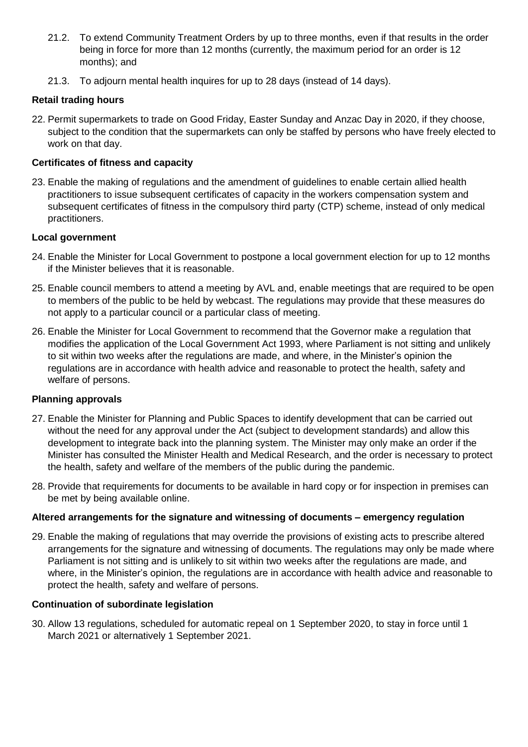21.2. To extend Community Treatment Orders by up to three months, even if that results in the order being in force for more than 12 months (currently, the maximum period for an order is 12 months); and

21.3. To adjourn mental health inquires for up to 28 days (instead of 14 days).

**Retail trading hours**

22. Permit supermarkets to trade on Good Friday, Easter Sunday and Anzac Day in 2020, if they choose, subject to the condition that the supermarkets can only be staffed by persons who have freely elected to work on that day.

**Certificates of fitness and capacity**

23. Enable the making of regulations and the amendment of guidelines to enable certain allied health practitioners to issue subsequent certificates of capacity in the workers compensation system and subsequent certificates of fitness in the compulsory third party (CTP) scheme, instead of only medical practitioners.

**Local government**

24. Enable the Minister for Local Government to postpone a local government election for up to 12 months if the Minister believes that it is reasonable.

25. Enable council members to attend a meeting by AVL and, enable meetings that are required to be open to members of the public to be held by webcast. The regulations may provide that these measures do not apply to a particular council or a particular class of meeting.

26. Enable the Minister for Local Government to recommend that the Governor make a regulation that modifies the application of the Local Government Act 1993, where Parliament is not sitting and unlikely to sit within two weeks after the regulations are made, and where, in the Minister's opinion the regulations are in accordance with health advice and reasonable to protect the health, safety and welfare of persons.

**Planning approvals**

27. Enable the Minister for Planning and Public Spaces to identify development that can be carried out without the need for any approval under the Act (subject to development standards) and allow this development to integrate back into the planning system. The Minister may only make an order if the Minister has consulted the Minister Health and Medical Research, and the order is necessary to protect the health, safety and welfare of the members of the public during the pandemic.

28. Provide that requirements for documents to be available in hard copy or for inspection in premises can be met by being available online.

**Altered arrangements for the signature and witnessing of documents – emergency regulation**

29. Enable the making of regulations that may override the provisions of existing acts to prescribe altered arrangements for the signature and witnessing of documents. The regulations may only be made where Parliament is not sitting and is unlikely to sit within two weeks after the regulations are made, and where, in the Minister's opinion, the regulations are in accordance with health advice and reasonable to protect the health, safety and welfare of persons.

**Continuation of subordinate legislation**

30. Allow 13 regulations, scheduled for automatic repeal on 1 September 2020, to stay in force until 1 March 2021 or alternatively 1 September 2021.